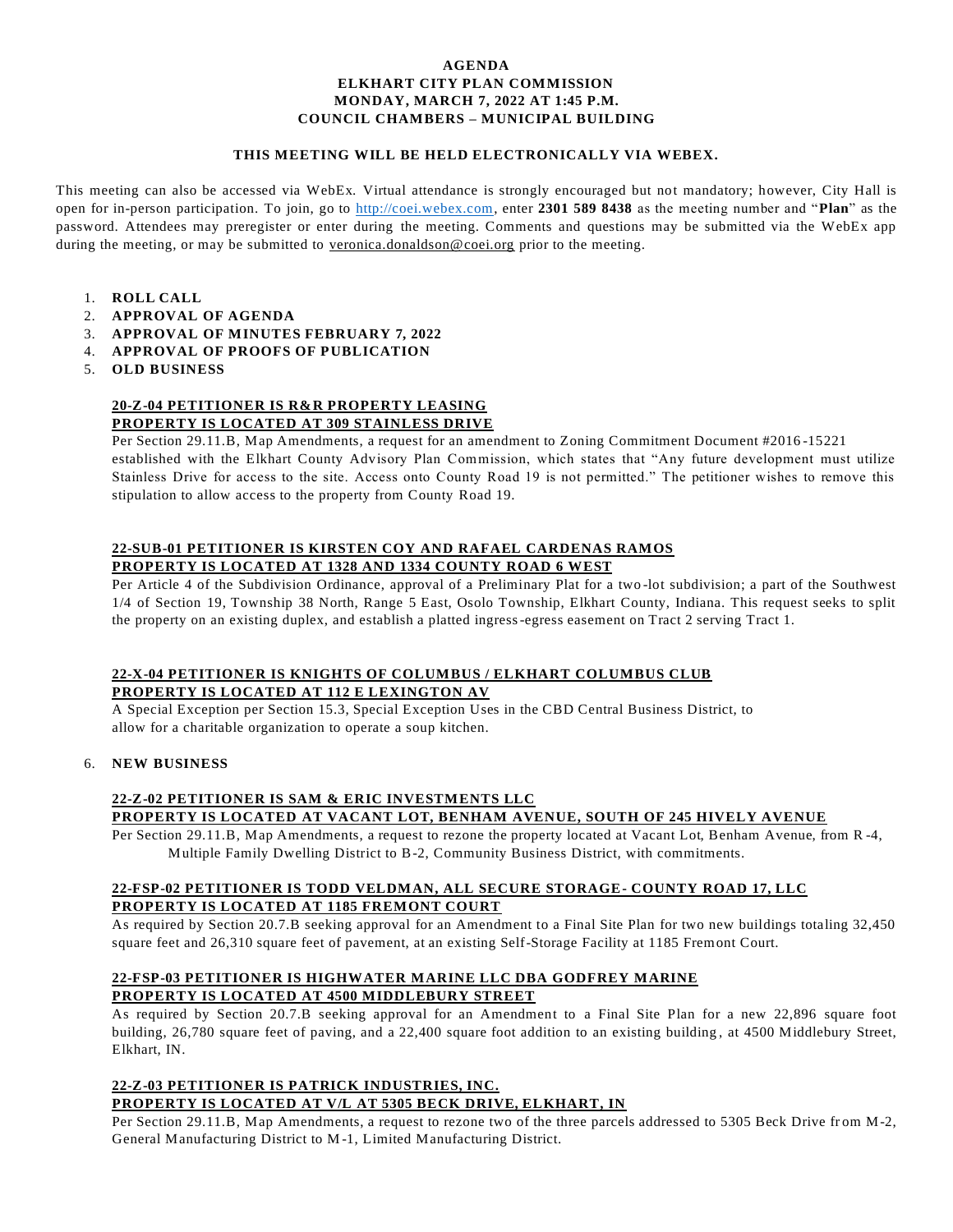# AGENDA
# ELKHART CITY PLAN COMMISSION
# MONDAY, MARCH 7, 2022 AT 1:45 P.M.
# COUNCIL CHAMBERS – MUNICIPAL BUILDING

**THIS MEETING WILL BE HELD ELECTRONICALLY VIA WEBEX.**

This meeting can also be accessed via WebEx. Virtual attendance is strongly encouraged but not mandatory; however, City Hall is open for in-person participation. To join, go to http://coei.webex.com, enter **2301 589 8438** as the meeting number and "**Plan**" as the password. Attendees may preregister or enter during the meeting. Comments and questions may be submitted via the WebEx app during the meeting, or may be submitted to veronica.donaldson@coei.org prior to the meeting.

1. **ROLL CALL**
2. **APPROVAL OF AGENDA**
3. **APPROVAL OF MINUTES FEBRUARY 7, 2022**
4. **APPROVAL OF PROOFS OF PUBLICATION**
5. **OLD BUSINESS**

**20-Z-04 PETITIONER IS R&R PROPERTY LEASING**
**PROPERTY IS LOCATED AT 309 STAINLESS DRIVE**

Per Section 29.11.B, Map Amendments, a request for an amendment to Zoning Commitment Document #2016-15221 established with the Elkhart County Advisory Plan Commission, which states that "Any future development must utilize Stainless Drive for access to the site. Access onto County Road 19 is not permitted." The petitioner wishes to remove this stipulation to allow access to the property from County Road 19.

**22-SUB-01 PETITIONER IS KIRSTEN COY AND RAFAEL CARDENAS RAMOS**
**PROPERTY IS LOCATED AT 1328 AND 1334 COUNTY ROAD 6 WEST**

Per Article 4 of the Subdivision Ordinance, approval of a Preliminary Plat for a two-lot subdivision; a part of the Southwest 1/4 of Section 19, Township 38 North, Range 5 East, Osolo Township, Elkhart County, Indiana. This request seeks to split the property on an existing duplex, and establish a platted ingress-egress easement on Tract 2 serving Tract 1.

**22-X-04 PETITIONER IS KNIGHTS OF COLUMBUS / ELKHART COLUMBUS CLUB**
**PROPERTY IS LOCATED AT 112 E LEXINGTON AV**

A Special Exception per Section 15.3, Special Exception Uses in the CBD Central Business District, to allow for a charitable organization to operate a soup kitchen.

6. **NEW BUSINESS**

**22-Z-02 PETITIONER IS SAM & ERIC INVESTMENTS LLC**
**PROPERTY IS LOCATED AT VACANT LOT, BENHAM AVENUE, SOUTH OF 245 HIVELY AVENUE**

Per Section 29.11.B, Map Amendments, a request to rezone the property located at Vacant Lot, Benham Avenue, from R-4, Multiple Family Dwelling District to B-2, Community Business District, with commitments.

**22-FSP-02 PETITIONER IS TODD VELDMAN, ALL SECURE STORAGE- COUNTY ROAD 17, LLC**
**PROPERTY IS LOCATED AT 1185 FREMONT COURT**

As required by Section 20.7.B seeking approval for an Amendment to a Final Site Plan for two new buildings totaling 32,450 square feet and 26,310 square feet of pavement, at an existing Self-Storage Facility at 1185 Fremont Court.

**22-FSP-03 PETITIONER IS HIGHWATER MARINE LLC DBA GODFREY MARINE**
**PROPERTY IS LOCATED AT 4500 MIDDLEBURY STREET**

As required by Section 20.7.B seeking approval for an Amendment to a Final Site Plan for a new 22,896 square foot building, 26,780 square feet of paving, and a 22,400 square foot addition to an existing building, at 4500 Middlebury Street, Elkhart, IN.

**22-Z-03 PETITIONER IS PATRICK INDUSTRIES, INC.**
**PROPERTY IS LOCATED AT V/L AT 5305 BECK DRIVE, ELKHART, IN**

Per Section 29.11.B, Map Amendments, a request to rezone two of the three parcels addressed to 5305 Beck Drive from M-2, General Manufacturing District to M-1, Limited Manufacturing District.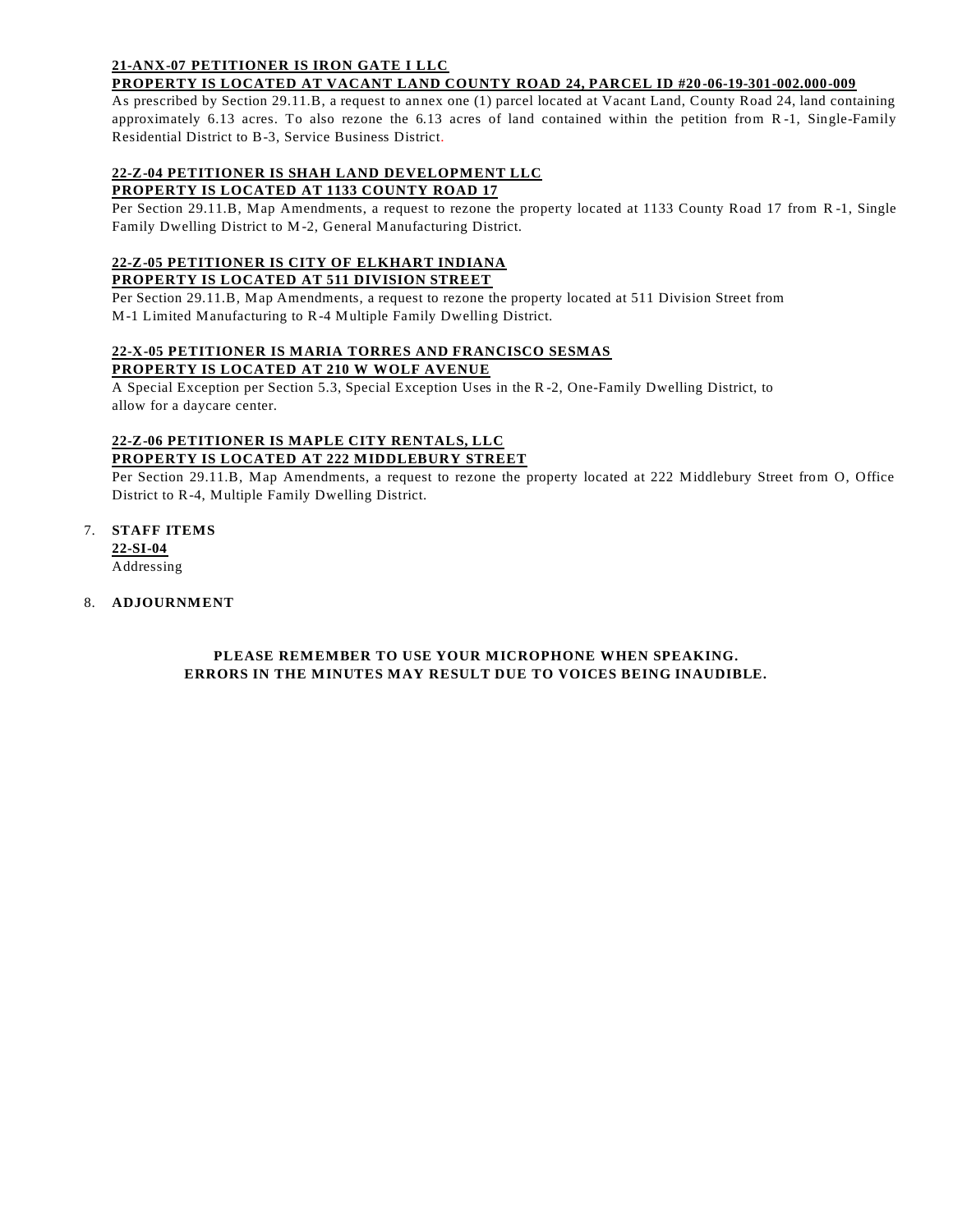**21-ANX-07 PETITIONER IS IRON GATE I LLC**
**PROPERTY IS LOCATED AT VACANT LAND COUNTY ROAD 24, PARCEL ID #20-06-19-301-002.000-009**

As prescribed by Section 29.11.B, a request to annex one (1) parcel located at Vacant Land, County Road 24, land containing approximately 6.13 acres. To also rezone the 6.13 acres of land contained within the petition from R-1, Single-Family Residential District to B-3, Service Business District.

**22-Z-04 PETITIONER IS SHAH LAND DEVELOPMENT LLC**
**PROPERTY IS LOCATED AT 1133 COUNTY ROAD 17**

Per Section 29.11.B, Map Amendments, a request to rezone the property located at 1133 County Road 17 from R-1, Single Family Dwelling District to M-2, General Manufacturing District.

**22-Z-05 PETITIONER IS CITY OF ELKHART INDIANA**
**PROPERTY IS LOCATED AT 511 DIVISION STREET**

Per Section 29.11.B, Map Amendments, a request to rezone the property located at 511 Division Street from M-1 Limited Manufacturing to R-4 Multiple Family Dwelling District.

**22-X-05 PETITIONER IS MARIA TORRES AND FRANCISCO SESMAS**
**PROPERTY IS LOCATED AT 210 W WOLF AVENUE**

A Special Exception per Section 5.3, Special Exception Uses in the R-2, One-Family Dwelling District, to allow for a daycare center.

**22-Z-06 PETITIONER IS MAPLE CITY RENTALS, LLC**
**PROPERTY IS LOCATED AT 222 MIDDLEBURY STREET**

Per Section 29.11.B, Map Amendments, a request to rezone the property located at 222 Middlebury Street from O, Office District to R-4, Multiple Family Dwelling District.

7. **STAFF ITEMS**
   **22-SI-04**
   Addressing

8. **ADJOURNMENT**

**PLEASE REMEMBER TO USE YOUR MICROPHONE WHEN SPEAKING.**
**ERRORS IN THE MINUTES MAY RESULT DUE TO VOICES BEING INAUDIBLE.**